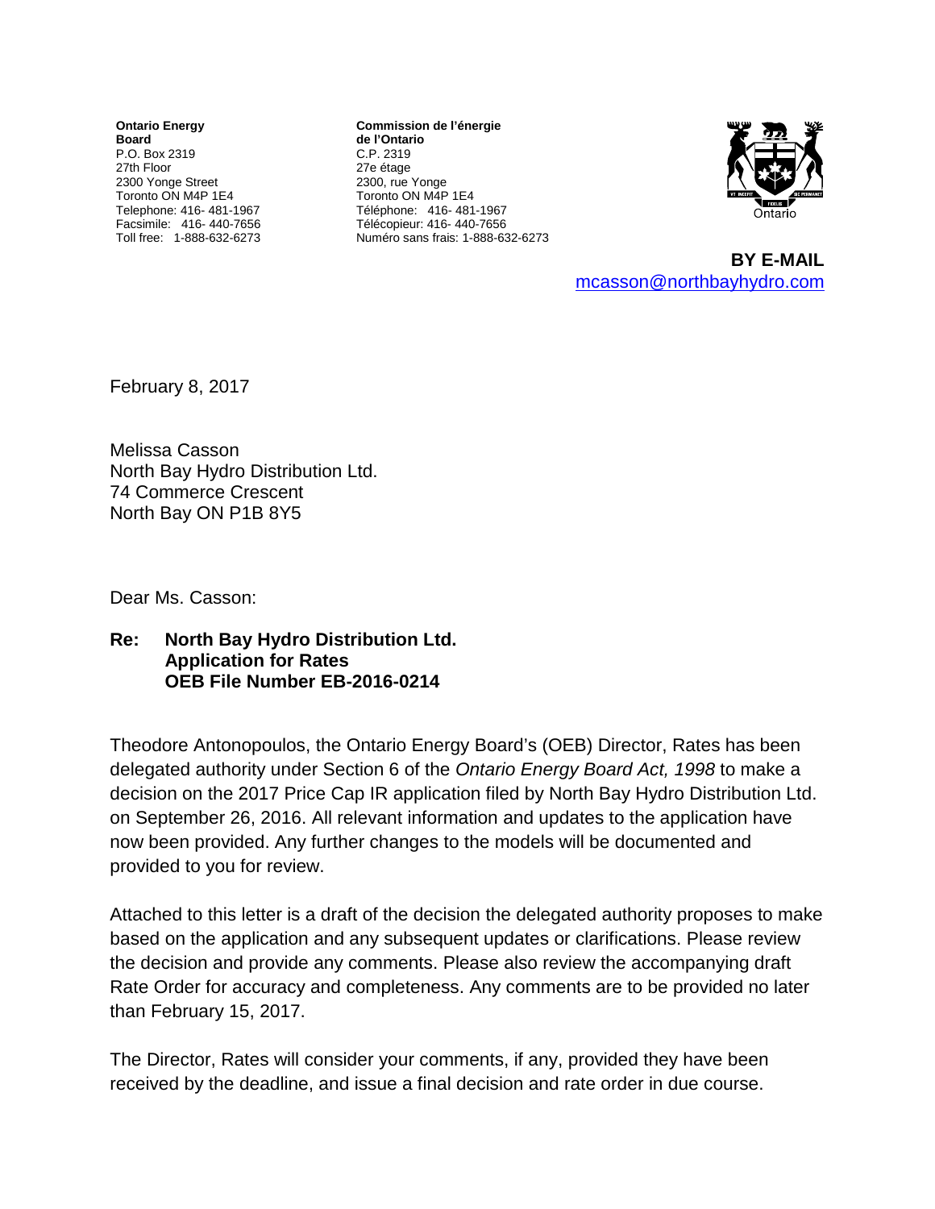**Ontario Energy Board**
P.O. Box 2319
27th Floor
2300 Yonge Street
Toronto ON M4P 1E4
Telephone: 416- 481-1967
Facsimile: 416- 440-7656
Toll free: 1-888-632-6273

**Commission de l'énergie de l'Ontario**
C.P. 2319
27e étage
2300, rue Yonge
Toronto ON M4P 1E4
Téléphone: 416- 481-1967
Télécopieur: 416- 440-7656
Numéro sans frais: 1-888-632-6273

**BY E-MAIL**
mcasson@northbayhydro.com

February 8, 2017

Melissa Casson
North Bay Hydro Distribution Ltd.
74 Commerce Crescent
North Bay ON P1B 8Y5

Dear Ms. Casson:

**Re: North Bay Hydro Distribution Ltd.**
**Application for Rates**
**OEB File Number EB-2016-0214**

Theodore Antonopoulos, the Ontario Energy Board's (OEB) Director, Rates has been delegated authority under Section 6 of the *Ontario Energy Board Act, 1998* to make a decision on the 2017 Price Cap IR application filed by North Bay Hydro Distribution Ltd. on September 26, 2016. All relevant information and updates to the application have now been provided. Any further changes to the models will be documented and provided to you for review.

Attached to this letter is a draft of the decision the delegated authority proposes to make based on the application and any subsequent updates or clarifications. Please review the decision and provide any comments. Please also review the accompanying draft Rate Order for accuracy and completeness. Any comments are to be provided no later than February 15, 2017.

The Director, Rates will consider your comments, if any, provided they have been received by the deadline, and issue a final decision and rate order in due course.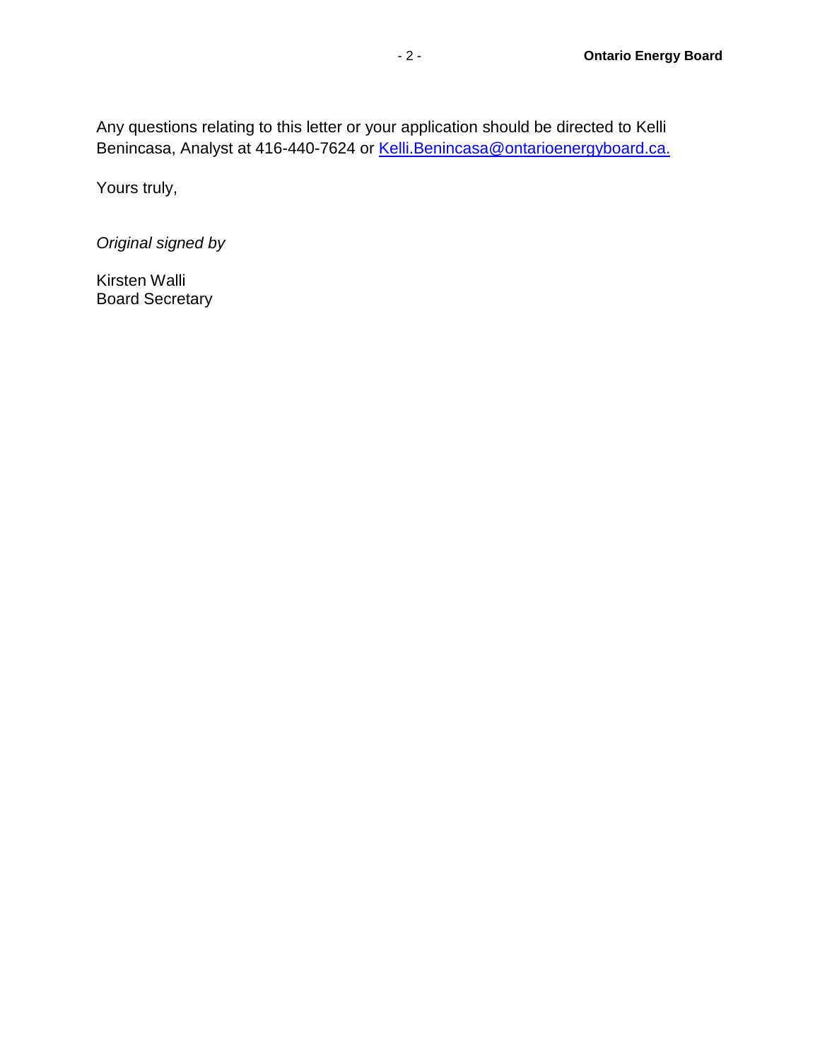Any questions relating to this letter or your application should be directed to Kelli Benincasa, Analyst at 416-440-7624 or Kelli.Benincasa@ontarioenergyboard.ca.

Yours truly,

*Original signed by*

Kirsten Walli
Board Secretary